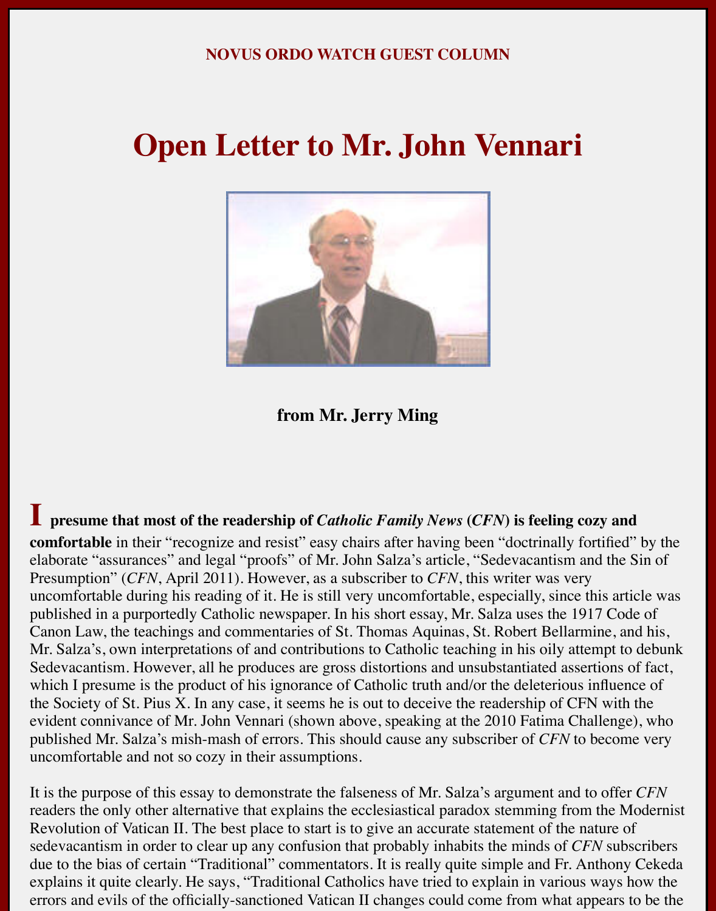NOVUS ORDO WATCH GUEST COLUMN

# Open Letter to Mr. John Vennari

**from Mr. Jerry Ming**

**I presume that most of the readership of *Catholic Family News* (*CFN*) is feeling cozy and comfortable** in their "recognize and resist" easy chairs after having been "doctrinally fortified" by the elaborate "assurances" and legal "proofs" of Mr. John Salza's article, "Sedevacantism and the Sin of Presumption" (*CFN*, April 2011). However, as a subscriber to *CFN*, this writer was very uncomfortable during his reading of it. He is still very uncomfortable, especially, since this article was published in a purportedly Catholic newspaper. In his short essay, Mr. Salza uses the 1917 Code of Canon Law, the teachings and commentaries of St. Thomas Aquinas, St. Robert Bellarmine, and his, Mr. Salza's, own interpretations of and contributions to Catholic teaching in his oily attempt to debunk Sedevacantism. However, all he produces are gross distortions and unsubstantiated assertions of fact, which I presume is the product of his ignorance of Catholic truth and/or the deleterious influence of the Society of St. Pius X. In any case, it seems he is out to deceive the readership of CFN with the evident connivance of Mr. John Vennari (shown above, speaking at the 2010 Fatima Challenge), who published Mr. Salza's mish-mash of errors. This should cause any subscriber of *CFN* to become very uncomfortable and not so cozy in their assumptions.

It is the purpose of this essay to demonstrate the falseness of Mr. Salza's argument and to offer *CFN* readers the only other alternative that explains the ecclesiastical paradox stemming from the Modernist Revolution of Vatican II. The best place to start is to give an accurate statement of the nature of sedevacantism in order to clear up any confusion that probably inhabits the minds of *CFN* subscribers due to the bias of certain "Traditional" commentators. It is really quite simple and Fr. Anthony Cekeda explains it quite clearly. He says, "Traditional Catholics have tried to explain in various ways how the errors and evils of the officially-sanctioned Vatican II changes could come from what appears to be the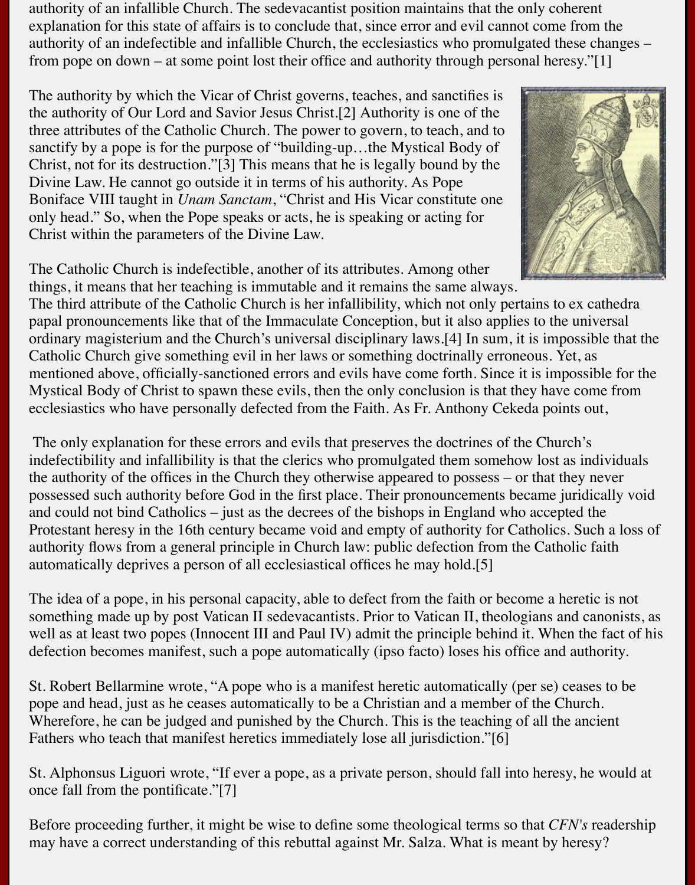authority of an infallible Church. The sedevacantist position maintains that the only coherent explanation for this state of affairs is to conclude that, since error and evil cannot come from the authority of an indefectible and infallible Church, the ecclesiastics who promulgated these changes – from pope on down – at some point lost their office and authority through personal heresy."[1]

The authority by which the Vicar of Christ governs, teaches, and sanctifies is the authority of Our Lord and Savior Jesus Christ.[2] Authority is one of the three attributes of the Catholic Church. The power to govern, to teach, and to sanctify by a pope is for the purpose of "building-up…the Mystical Body of Christ, not for its destruction."[3] This means that he is legally bound by the Divine Law. He cannot go outside it in terms of his authority. As Pope Boniface VIII taught in *Unam Sanctam*, "Christ and His Vicar constitute one only head." So, when the Pope speaks or acts, he is speaking or acting for Christ within the parameters of the Divine Law.

The Catholic Church is indefectible, another of its attributes. Among other things, it means that her teaching is immutable and it remains the same always. The third attribute of the Catholic Church is her infallibility, which not only pertains to ex cathedra papal pronouncements like that of the Immaculate Conception, but it also applies to the universal ordinary magisterium and the Church's universal disciplinary laws.[4] In sum, it is impossible that the Catholic Church give something evil in her laws or something doctrinally erroneous. Yet, as mentioned above, officially-sanctioned errors and evils have come forth. Since it is impossible for the Mystical Body of Christ to spawn these evils, then the only conclusion is that they have come from ecclesiastics who have personally defected from the Faith. As Fr. Anthony Cekeda points out,

The only explanation for these errors and evils that preserves the doctrines of the Church's indefectibility and infallibility is that the clerics who promulgated them somehow lost as individuals the authority of the offices in the Church they otherwise appeared to possess – or that they never possessed such authority before God in the first place. Their pronouncements became juridically void and could not bind Catholics – just as the decrees of the bishops in England who accepted the Protestant heresy in the 16th century became void and empty of authority for Catholics. Such a loss of authority flows from a general principle in Church law: public defection from the Catholic faith automatically deprives a person of all ecclesiastical offices he may hold.[5]

The idea of a pope, in his personal capacity, able to defect from the faith or become a heretic is not something made up by post Vatican II sedevacantists. Prior to Vatican II, theologians and canonists, as well as at least two popes (Innocent III and Paul IV) admit the principle behind it. When the fact of his defection becomes manifest, such a pope automatically (ipso facto) loses his office and authority.

St. Robert Bellarmine wrote, "A pope who is a manifest heretic automatically (per se) ceases to be pope and head, just as he ceases automatically to be a Christian and a member of the Church. Wherefore, he can be judged and punished by the Church. This is the teaching of all the ancient Fathers who teach that manifest heretics immediately lose all jurisdiction."[6]

St. Alphonsus Liguori wrote, "If ever a pope, as a private person, should fall into heresy, he would at once fall from the pontificate."[7]

Before proceeding further, it might be wise to define some theological terms so that *CFN's* readership may have a correct understanding of this rebuttal against Mr. Salza. What is meant by heresy?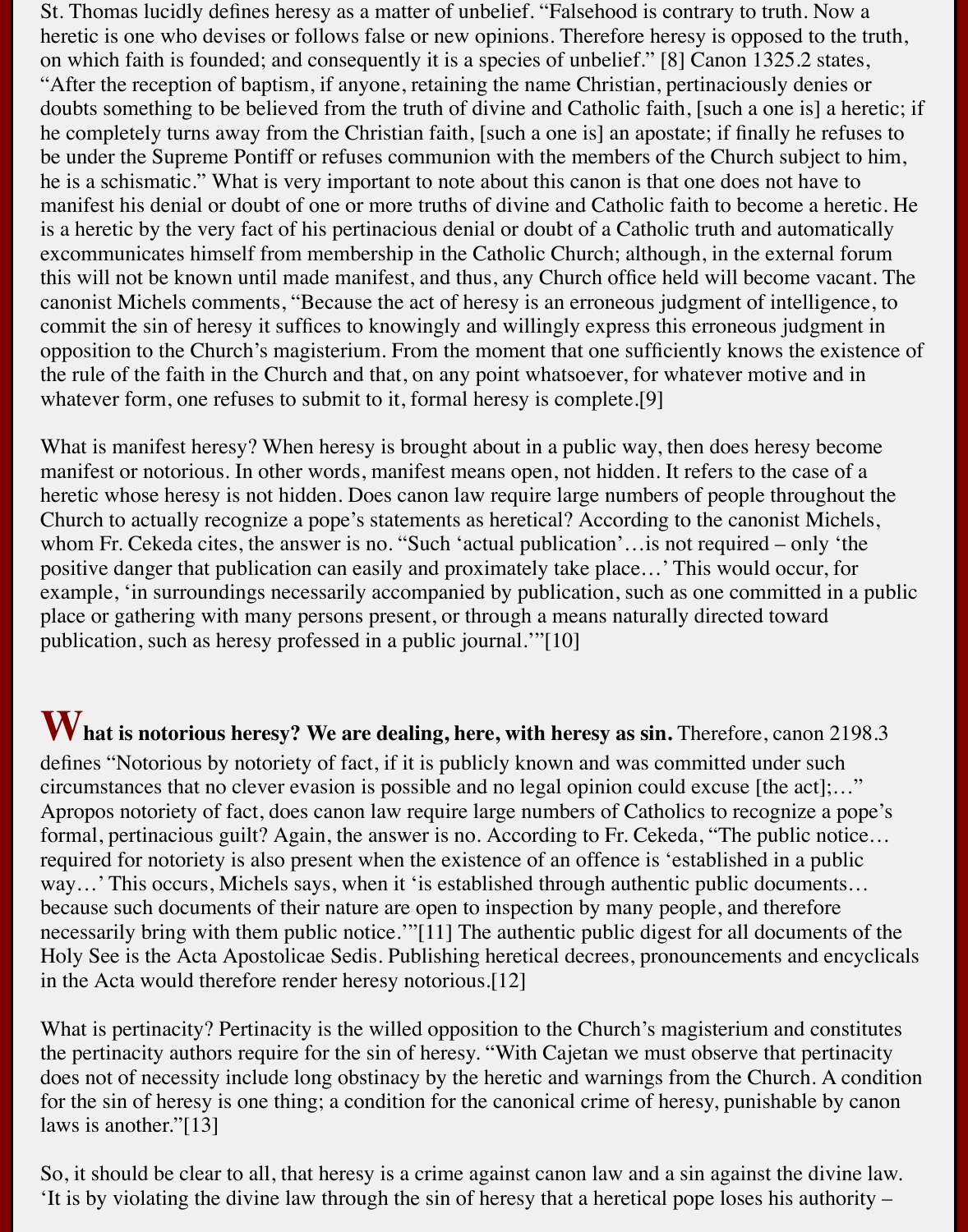St. Thomas lucidly defines heresy as a matter of unbelief. "Falsehood is contrary to truth. Now a heretic is one who devises or follows false or new opinions. Therefore heresy is opposed to the truth, on which faith is founded; and consequently it is a species of unbelief." [8] Canon 1325.2 states, "After the reception of baptism, if anyone, retaining the name Christian, pertinaciously denies or doubts something to be believed from the truth of divine and Catholic faith, [such a one is] a heretic; if he completely turns away from the Christian faith, [such a one is] an apostate; if finally he refuses to be under the Supreme Pontiff or refuses communion with the members of the Church subject to him, he is a schismatic." What is very important to note about this canon is that one does not have to manifest his denial or doubt of one or more truths of divine and Catholic faith to become a heretic. He is a heretic by the very fact of his pertinacious denial or doubt of a Catholic truth and automatically excommunicates himself from membership in the Catholic Church; although, in the external forum this will not be known until made manifest, and thus, any Church office held will become vacant. The canonist Michels comments, "Because the act of heresy is an erroneous judgment of intelligence, to commit the sin of heresy it suffices to knowingly and willingly express this erroneous judgment in opposition to the Church's magisterium. From the moment that one sufficiently knows the existence of the rule of the faith in the Church and that, on any point whatsoever, for whatever motive and in whatever form, one refuses to submit to it, formal heresy is complete.[9]

What is manifest heresy? When heresy is brought about in a public way, then does heresy become manifest or notorious. In other words, manifest means open, not hidden. It refers to the case of a heretic whose heresy is not hidden. Does canon law require large numbers of people throughout the Church to actually recognize a pope's statements as heretical? According to the canonist Michels, whom Fr. Cekeda cites, the answer is no. "Such 'actual publication'…is not required – only 'the positive danger that publication can easily and proximately take place…' This would occur, for example, 'in surroundings necessarily accompanied by publication, such as one committed in a public place or gathering with many persons present, or through a means naturally directed toward publication, such as heresy professed in a public journal.'"[10]

**What is notorious heresy? We are dealing, here, with heresy as sin.** Therefore, canon 2198.3 defines "Notorious by notoriety of fact, if it is publicly known and was committed under such circumstances that no clever evasion is possible and no legal opinion could excuse [the act];…" Apropos notoriety of fact, does canon law require large numbers of Catholics to recognize a pope's formal, pertinacious guilt? Again, the answer is no. According to Fr. Cekeda, "The public notice… required for notoriety is also present when the existence of an offence is 'established in a public way…' This occurs, Michels says, when it 'is established through authentic public documents… because such documents of their nature are open to inspection by many people, and therefore necessarily bring with them public notice.'"[11] The authentic public digest for all documents of the Holy See is the Acta Apostolicae Sedis. Publishing heretical decrees, pronouncements and encyclicals in the Acta would therefore render heresy notorious.[12]

What is pertinacity? Pertinacity is the willed opposition to the Church's magisterium and constitutes the pertinacity authors require for the sin of heresy. "With Cajetan we must observe that pertinacity does not of necessity include long obstinacy by the heretic and warnings from the Church. A condition for the sin of heresy is one thing; a condition for the canonical crime of heresy, punishable by canon laws is another."[13]

So, it should be clear to all, that heresy is a crime against canon law and a sin against the divine law. 'It is by violating the divine law through the sin of heresy that a heretical pope loses his authority –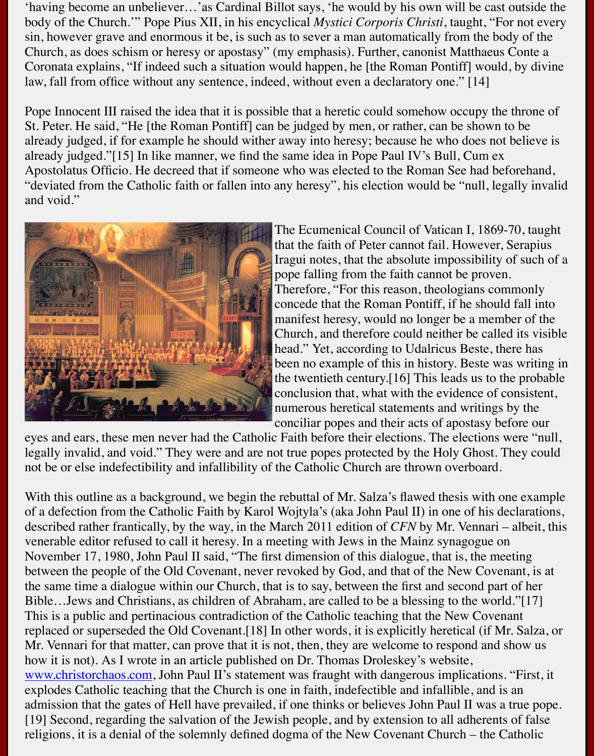'having become an unbeliever…'as Cardinal Billot says, 'he would by his own will be cast outside the body of the Church.'" Pope Pius XII, in his encyclical *Mystici Corporis Christi*, taught, "For not every sin, however grave and enormous it be, is such as to sever a man automatically from the body of the Church, as does schism or heresy or apostasy" (my emphasis). Further, canonist Matthaeus Conte a Coronata explains, "If indeed such a situation would happen, he [the Roman Pontiff] would, by divine law, fall from office without any sentence, indeed, without even a declaratory one." [14]

Pope Innocent III raised the idea that it is possible that a heretic could somehow occupy the throne of St. Peter. He said, "He [the Roman Pontiff] can be judged by men, or rather, can be shown to be already judged, if for example he should wither away into heresy; because he who does not believe is already judged."[15] In like manner, we find the same idea in Pope Paul IV's Bull, Cum ex Apostolatus Officio. He decreed that if someone who was elected to the Roman See had beforehand, "deviated from the Catholic faith or fallen into any heresy", his election would be "null, legally invalid and void."

The Ecumenical Council of Vatican I, 1869-70, taught that the faith of Peter cannot fail. However, Serapius Iragui notes, that the absolute impossibility of such of a pope falling from the faith cannot be proven. Therefore, "For this reason, theologians commonly concede that the Roman Pontiff, if he should fall into manifest heresy, would no longer be a member of the Church, and therefore could neither be called its visible head." Yet, according to Udalricus Beste, there has been no example of this in history. Beste was writing in the twentieth century.[16] This leads us to the probable conclusion that, what with the evidence of consistent, numerous heretical statements and writings by the conciliar popes and their acts of apostasy before our eyes and ears, these men never had the Catholic Faith before their elections. The elections were "null, legally invalid, and void." They were and are not true popes protected by the Holy Ghost. They could not be or else indefectibility and infallibility of the Catholic Church are thrown overboard.

With this outline as a background, we begin the rebuttal of Mr. Salza's flawed thesis with one example of a defection from the Catholic Faith by Karol Wojtyla's (aka John Paul II) in one of his declarations, described rather frantically, by the way, in the March 2011 edition of *CFN* by Mr. Vennari – albeit, this venerable editor refused to call it heresy. In a meeting with Jews in the Mainz synagogue on November 17, 1980, John Paul II said, "The first dimension of this dialogue, that is, the meeting between the people of the Old Covenant, never revoked by God, and that of the New Covenant, is at the same time a dialogue within our Church, that is to say, between the first and second part of her Bible…Jews and Christians, as children of Abraham, are called to be a blessing to the world."[17] This is a public and pertinacious contradiction of the Catholic teaching that the New Covenant replaced or superseded the Old Covenant.[18] In other words, it is explicitly heretical (if Mr. Salza, or Mr. Vennari for that matter, can prove that it is not, then, they are welcome to respond and show us how it is not). As I wrote in an article published on Dr. Thomas Droleskey's website, www.christorchaos.com, John Paul II's statement was fraught with dangerous implications. "First, it explodes Catholic teaching that the Church is one in faith, indefectible and infallible, and is an admission that the gates of Hell have prevailed, if one thinks or believes John Paul II was a true pope.[19] Second, regarding the salvation of the Jewish people, and by extension to all adherents of false religions, it is a denial of the solemnly defined dogma of the New Covenant Church – the Catholic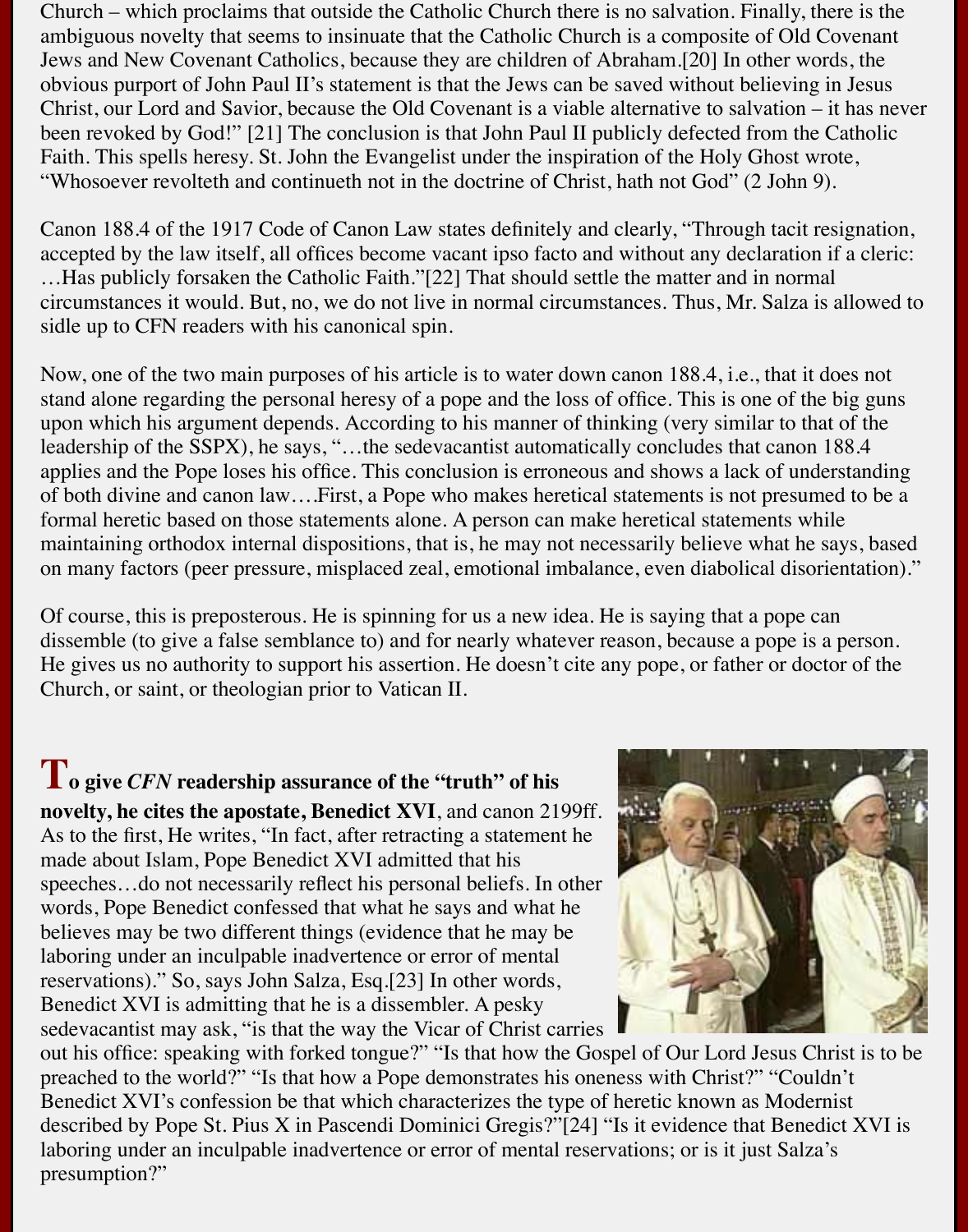Church – which proclaims that outside the Catholic Church there is no salvation. Finally, there is the ambiguous novelty that seems to insinuate that the Catholic Church is a composite of Old Covenant Jews and New Covenant Catholics, because they are children of Abraham.[20] In other words, the obvious purport of John Paul II's statement is that the Jews can be saved without believing in Jesus Christ, our Lord and Savior, because the Old Covenant is a viable alternative to salvation – it has never been revoked by God!" [21] The conclusion is that John Paul II publicly defected from the Catholic Faith. This spells heresy. St. John the Evangelist under the inspiration of the Holy Ghost wrote, "Whosoever revolteth and continueth not in the doctrine of Christ, hath not God" (2 John 9).

Canon 188.4 of the 1917 Code of Canon Law states definitely and clearly, "Through tacit resignation, accepted by the law itself, all offices become vacant ipso facto and without any declaration if a cleric: …Has publicly forsaken the Catholic Faith."[22] That should settle the matter and in normal circumstances it would. But, no, we do not live in normal circumstances. Thus, Mr. Salza is allowed to sidle up to CFN readers with his canonical spin.

Now, one of the two main purposes of his article is to water down canon 188.4, i.e., that it does not stand alone regarding the personal heresy of a pope and the loss of office. This is one of the big guns upon which his argument depends. According to his manner of thinking (very similar to that of the leadership of the SSPX), he says, "…the sedevacantist automatically concludes that canon 188.4 applies and the Pope loses his office. This conclusion is erroneous and shows a lack of understanding of both divine and canon law….First, a Pope who makes heretical statements is not presumed to be a formal heretic based on those statements alone. A person can make heretical statements while maintaining orthodox internal dispositions, that is, he may not necessarily believe what he says, based on many factors (peer pressure, misplaced zeal, emotional imbalance, even diabolical disorientation)."

Of course, this is preposterous. He is spinning for us a new idea. He is saying that a pope can dissemble (to give a false semblance to) and for nearly whatever reason, because a pope is a person. He gives us no authority to support his assertion. He doesn't cite any pope, or father or doctor of the Church, or saint, or theologian prior to Vatican II.

**To give *CFN* readership assurance of the "truth" of his novelty, he cites the apostate, Benedict XVI**, and canon 2199ff. As to the first, He writes, "In fact, after retracting a statement he made about Islam, Pope Benedict XVI admitted that his speeches…do not necessarily reflect his personal beliefs. In other words, Pope Benedict confessed that what he says and what he believes may be two different things (evidence that he may be laboring under an inculpable inadvertence or error of mental reservations)." So, says John Salza, Esq.[23] In other words, Benedict XVI is admitting that he is a dissembler. A pesky sedevacantist may ask, "is that the way the Vicar of Christ carries out his office: speaking with forked tongue?" "Is that how the Gospel of Our Lord Jesus Christ is to be preached to the world?" "Is that how a Pope demonstrates his oneness with Christ?" "Couldn't Benedict XVI's confession be that which characterizes the type of heretic known as Modernist described by Pope St. Pius X in Pascendi Dominici Gregis?"[24] "Is it evidence that Benedict XVI is laboring under an inculpable inadvertence or error of mental reservations; or is it just Salza's presumption?"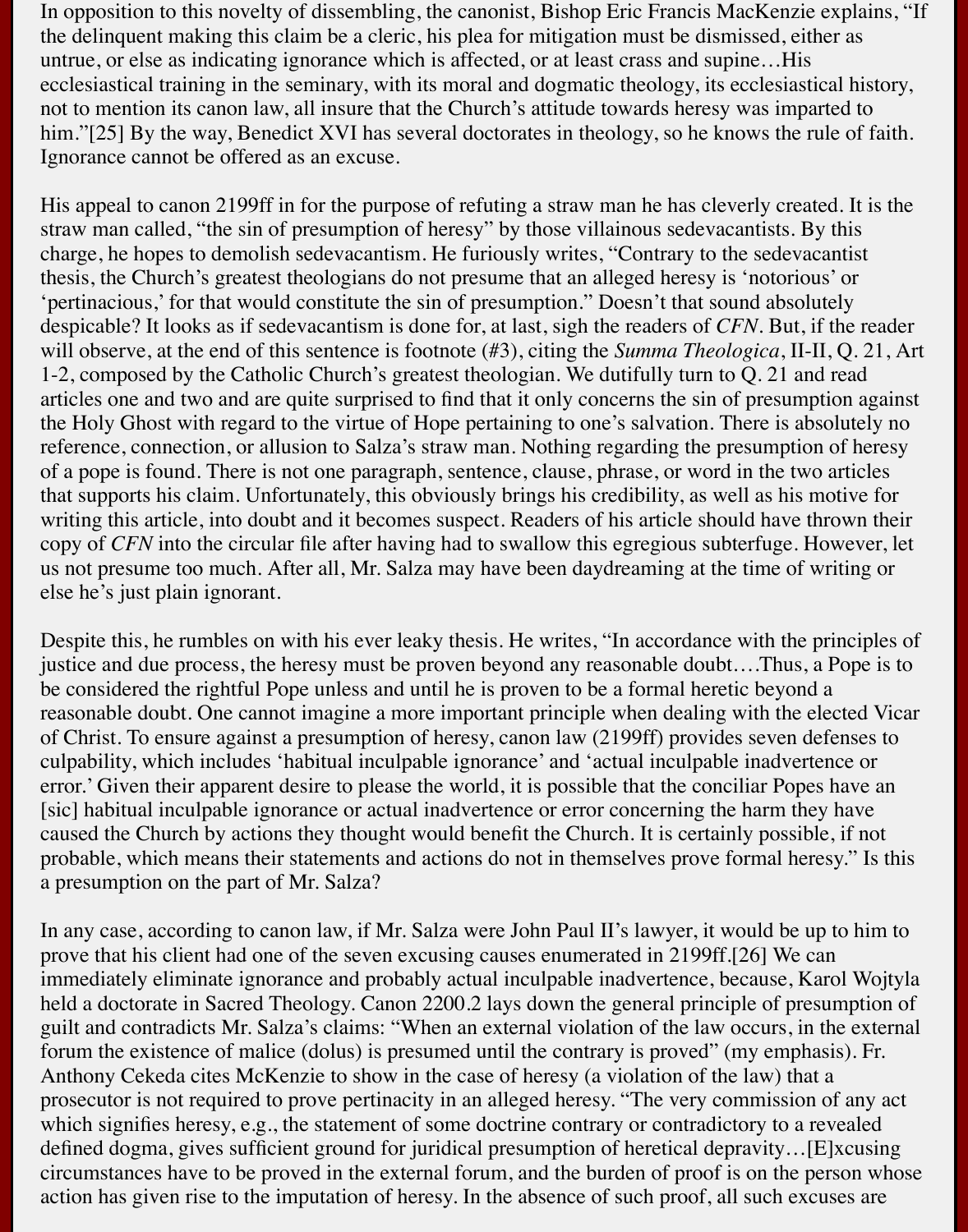In opposition to this novelty of dissembling, the canonist, Bishop Eric Francis MacKenzie explains, "If the delinquent making this claim be a cleric, his plea for mitigation must be dismissed, either as untrue, or else as indicating ignorance which is affected, or at least crass and supine…His ecclesiastical training in the seminary, with its moral and dogmatic theology, its ecclesiastical history, not to mention its canon law, all insure that the Church's attitude towards heresy was imparted to him."[25] By the way, Benedict XVI has several doctorates in theology, so he knows the rule of faith. Ignorance cannot be offered as an excuse.

His appeal to canon 2199ff in for the purpose of refuting a straw man he has cleverly created. It is the straw man called, "the sin of presumption of heresy" by those villainous sedevacantists. By this charge, he hopes to demolish sedevacantism. He furiously writes, "Contrary to the sedevacantist thesis, the Church's greatest theologians do not presume that an alleged heresy is 'notorious' or 'pertinacious,' for that would constitute the sin of presumption." Doesn't that sound absolutely despicable? It looks as if sedevacantism is done for, at last, sigh the readers of *CFN*. But, if the reader will observe, at the end of this sentence is footnote (#3), citing the *Summa Theologica*, II-II, Q. 21, Art 1-2, composed by the Catholic Church's greatest theologian. We dutifully turn to Q. 21 and read articles one and two and are quite surprised to find that it only concerns the sin of presumption against the Holy Ghost with regard to the virtue of Hope pertaining to one's salvation. There is absolutely no reference, connection, or allusion to Salza's straw man. Nothing regarding the presumption of heresy of a pope is found. There is not one paragraph, sentence, clause, phrase, or word in the two articles that supports his claim. Unfortunately, this obviously brings his credibility, as well as his motive for writing this article, into doubt and it becomes suspect. Readers of his article should have thrown their copy of *CFN* into the circular file after having had to swallow this egregious subterfuge. However, let us not presume too much. After all, Mr. Salza may have been daydreaming at the time of writing or else he's just plain ignorant.

Despite this, he rumbles on with his ever leaky thesis. He writes, "In accordance with the principles of justice and due process, the heresy must be proven beyond any reasonable doubt….Thus, a Pope is to be considered the rightful Pope unless and until he is proven to be a formal heretic beyond a reasonable doubt. One cannot imagine a more important principle when dealing with the elected Vicar of Christ. To ensure against a presumption of heresy, canon law (2199ff) provides seven defenses to culpability, which includes 'habitual inculpable ignorance' and 'actual inculpable inadvertence or error.' Given their apparent desire to please the world, it is possible that the conciliar Popes have an [sic] habitual inculpable ignorance or actual inadvertence or error concerning the harm they have caused the Church by actions they thought would benefit the Church. It is certainly possible, if not probable, which means their statements and actions do not in themselves prove formal heresy." Is this a presumption on the part of Mr. Salza?

In any case, according to canon law, if Mr. Salza were John Paul II's lawyer, it would be up to him to prove that his client had one of the seven excusing causes enumerated in 2199ff.[26] We can immediately eliminate ignorance and probably actual inculpable inadvertence, because, Karol Wojtyla held a doctorate in Sacred Theology. Canon 2200.2 lays down the general principle of presumption of guilt and contradicts Mr. Salza's claims: "When an external violation of the law occurs, in the external forum the existence of malice (dolus) is presumed until the contrary is proved" (my emphasis). Fr. Anthony Cekeda cites McKenzie to show in the case of heresy (a violation of the law) that a prosecutor is not required to prove pertinacity in an alleged heresy. "The very commission of any act which signifies heresy, e.g., the statement of some doctrine contrary or contradictory to a revealed defined dogma, gives sufficient ground for juridical presumption of heretical depravity…[E]xcusing circumstances have to be proved in the external forum, and the burden of proof is on the person whose action has given rise to the imputation of heresy. In the absence of such proof, all such excuses are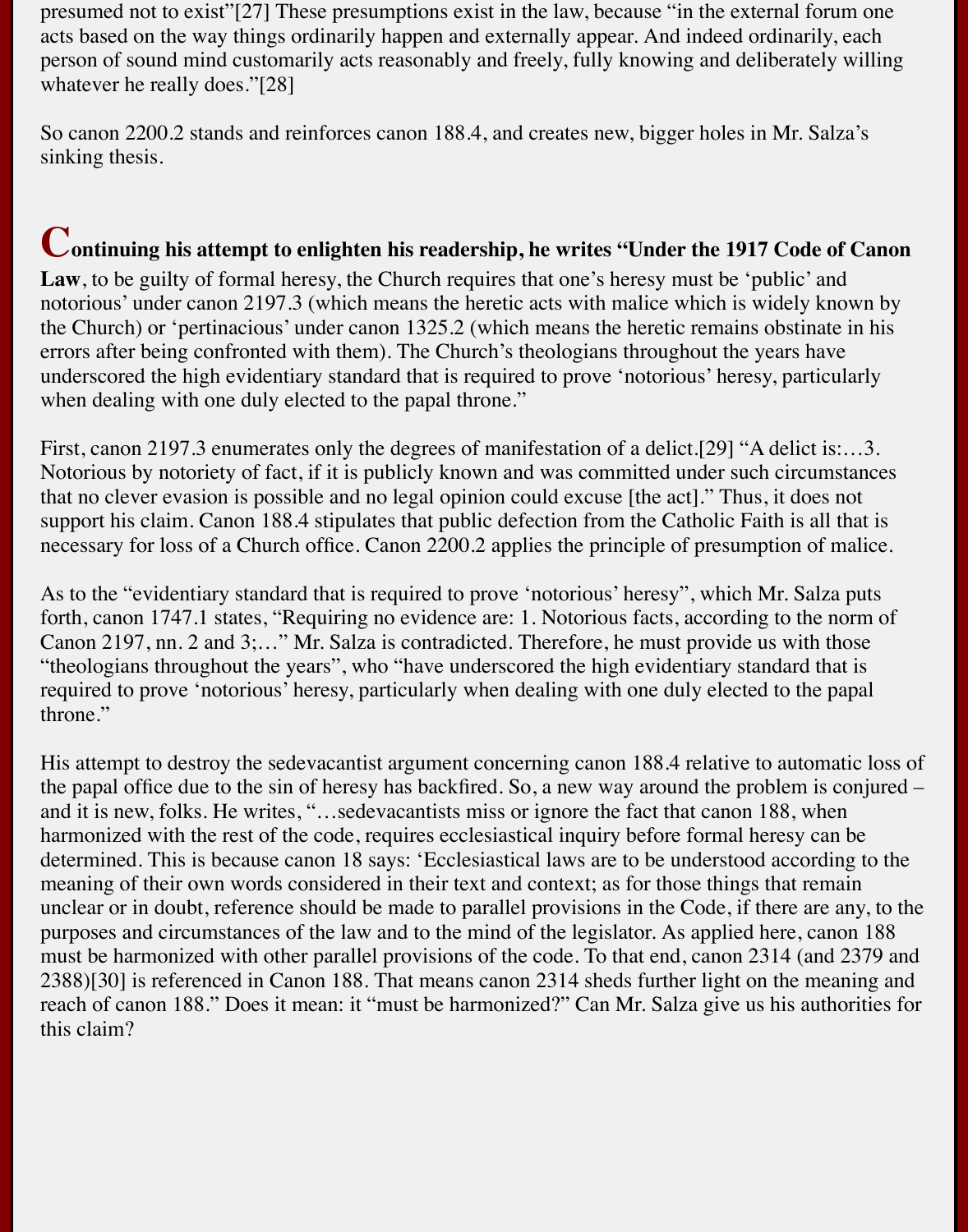presumed not to exist"[27] These presumptions exist in the law, because "in the external forum one acts based on the way things ordinarily happen and externally appear. And indeed ordinarily, each person of sound mind customarily acts reasonably and freely, fully knowing and deliberately willing whatever he really does."[28]

So canon 2200.2 stands and reinforces canon 188.4, and creates new, bigger holes in Mr. Salza's sinking thesis.

**Continuing his attempt to enlighten his readership, he writes "Under the 1917 Code of Canon Law**, to be guilty of formal heresy, the Church requires that one's heresy must be 'public' and notorious' under canon 2197.3 (which means the heretic acts with malice which is widely known by the Church) or 'pertinacious' under canon 1325.2 (which means the heretic remains obstinate in his errors after being confronted with them). The Church's theologians throughout the years have underscored the high evidentiary standard that is required to prove 'notorious' heresy, particularly when dealing with one duly elected to the papal throne."

First, canon 2197.3 enumerates only the degrees of manifestation of a delict.[29] "A delict is:…3. Notorious by notoriety of fact, if it is publicly known and was committed under such circumstances that no clever evasion is possible and no legal opinion could excuse [the act]." Thus, it does not support his claim. Canon 188.4 stipulates that public defection from the Catholic Faith is all that is necessary for loss of a Church office. Canon 2200.2 applies the principle of presumption of malice.

As to the "evidentiary standard that is required to prove 'notorious' heresy", which Mr. Salza puts forth, canon 1747.1 states, "Requiring no evidence are: 1. Notorious facts, according to the norm of Canon 2197, nn. 2 and 3;…" Mr. Salza is contradicted. Therefore, he must provide us with those "theologians throughout the years", who "have underscored the high evidentiary standard that is required to prove 'notorious' heresy, particularly when dealing with one duly elected to the papal throne."

His attempt to destroy the sedevacantist argument concerning canon 188.4 relative to automatic loss of the papal office due to the sin of heresy has backfired. So, a new way around the problem is conjured – and it is new, folks. He writes, "…sedevacantists miss or ignore the fact that canon 188, when harmonized with the rest of the code, requires ecclesiastical inquiry before formal heresy can be determined. This is because canon 18 says: 'Ecclesiastical laws are to be understood according to the meaning of their own words considered in their text and context; as for those things that remain unclear or in doubt, reference should be made to parallel provisions in the Code, if there are any, to the purposes and circumstances of the law and to the mind of the legislator. As applied here, canon 188 must be harmonized with other parallel provisions of the code. To that end, canon 2314 (and 2379 and 2388)[30] is referenced in Canon 188. That means canon 2314 sheds further light on the meaning and reach of canon 188." Does it mean: it "must be harmonized?" Can Mr. Salza give us his authorities for this claim?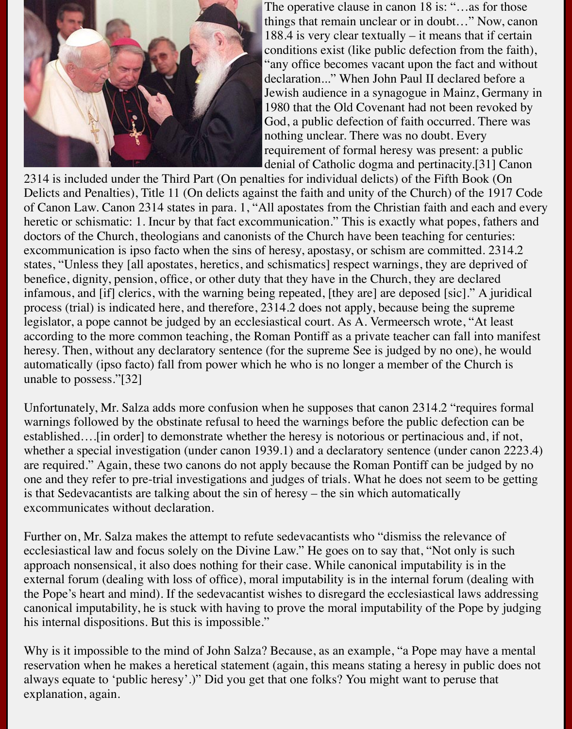The operative clause in canon 18 is: "…as for those things that remain unclear or in doubt…" Now, canon 188.4 is very clear textually – it means that if certain conditions exist (like public defection from the faith), "any office becomes vacant upon the fact and without declaration..." When John Paul II declared before a Jewish audience in a synagogue in Mainz, Germany in 1980 that the Old Covenant had not been revoked by God, a public defection of faith occurred. There was nothing unclear. There was no doubt. Every requirement of formal heresy was present: a public denial of Catholic dogma and pertinacity.[31] Canon 2314 is included under the Third Part (On penalties for individual delicts) of the Fifth Book (On Delicts and Penalties), Title 11 (On delicts against the faith and unity of the Church) of the 1917 Code of Canon Law. Canon 2314 states in para. 1, "All apostates from the Christian faith and each and every heretic or schismatic: 1. Incur by that fact excommunication." This is exactly what popes, fathers and doctors of the Church, theologians and canonists of the Church have been teaching for centuries: excommunication is ipso facto when the sins of heresy, apostasy, or schism are committed. 2314.2 states, "Unless they [all apostates, heretics, and schismatics] respect warnings, they are deprived of benefice, dignity, pension, office, or other duty that they have in the Church, they are declared infamous, and [if] clerics, with the warning being repeated, [they are] are deposed [sic]." A juridical process (trial) is indicated here, and therefore, 2314.2 does not apply, because being the supreme legislator, a pope cannot be judged by an ecclesiastical court. As A. Vermeersch wrote, "At least according to the more common teaching, the Roman Pontiff as a private teacher can fall into manifest heresy. Then, without any declaratory sentence (for the supreme See is judged by no one), he would automatically (ipso facto) fall from power which he who is no longer a member of the Church is unable to possess."[32]

Unfortunately, Mr. Salza adds more confusion when he supposes that canon 2314.2 "requires formal warnings followed by the obstinate refusal to heed the warnings before the public defection can be established….[in order] to demonstrate whether the heresy is notorious or pertinacious and, if not, whether a special investigation (under canon 1939.1) and a declaratory sentence (under canon 2223.4) are required." Again, these two canons do not apply because the Roman Pontiff can be judged by no one and they refer to pre-trial investigations and judges of trials. What he does not seem to be getting is that Sedevacantists are talking about the sin of heresy – the sin which automatically excommunicates without declaration.

Further on, Mr. Salza makes the attempt to refute sedevacantists who "dismiss the relevance of ecclesiastical law and focus solely on the Divine Law." He goes on to say that, "Not only is such approach nonsensical, it also does nothing for their case. While canonical imputability is in the external forum (dealing with loss of office), moral imputability is in the internal forum (dealing with the Pope's heart and mind). If the sedevacantist wishes to disregard the ecclesiastical laws addressing canonical imputability, he is stuck with having to prove the moral imputability of the Pope by judging his internal dispositions. But this is impossible."

Why is it impossible to the mind of John Salza? Because, as an example, "a Pope may have a mental reservation when he makes a heretical statement (again, this means stating a heresy in public does not always equate to 'public heresy'.)" Did you get that one folks? You might want to peruse that explanation, again.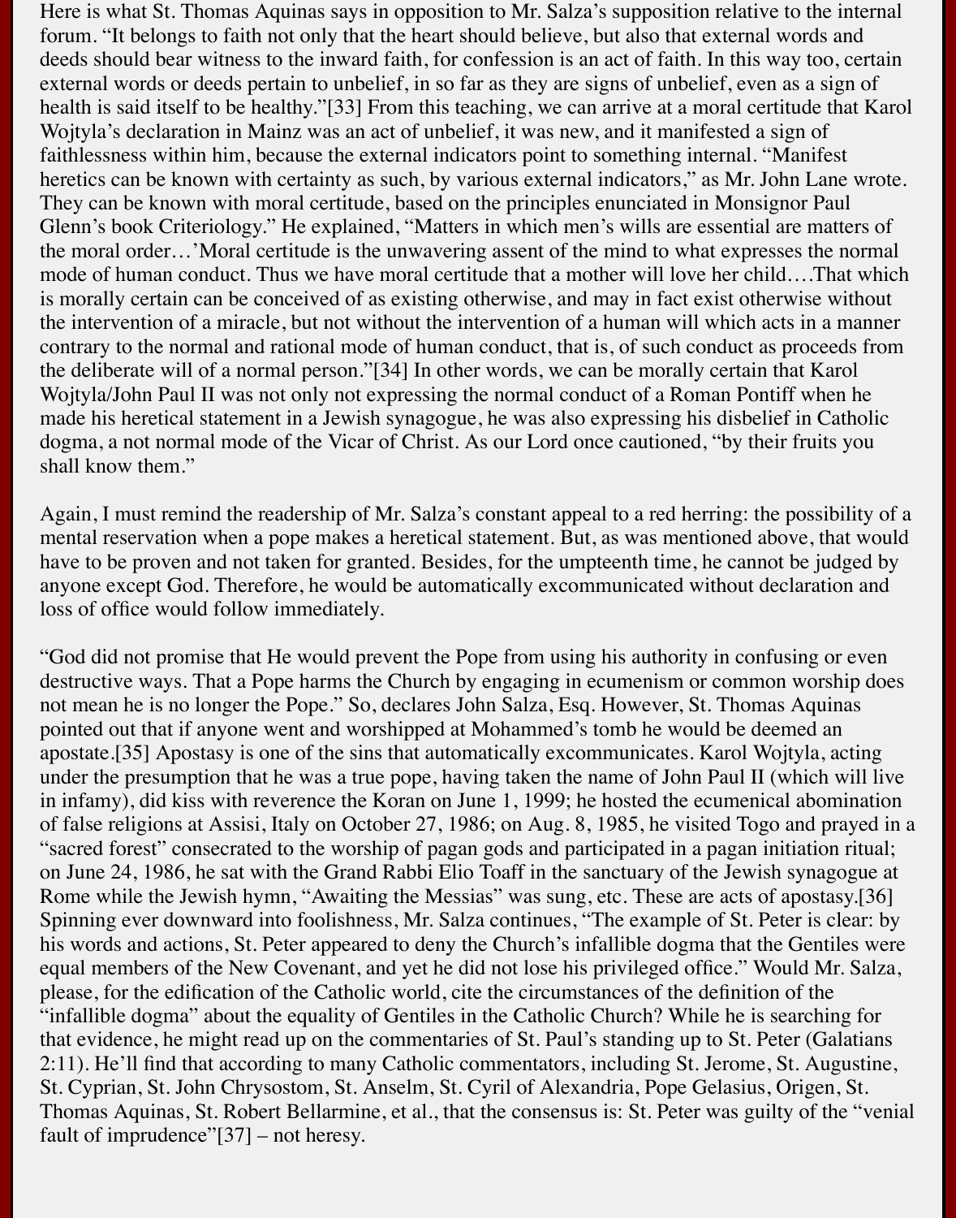Here is what St. Thomas Aquinas says in opposition to Mr. Salza's supposition relative to the internal forum. "It belongs to faith not only that the heart should believe, but also that external words and deeds should bear witness to the inward faith, for confession is an act of faith. In this way too, certain external words or deeds pertain to unbelief, in so far as they are signs of unbelief, even as a sign of health is said itself to be healthy."[33] From this teaching, we can arrive at a moral certitude that Karol Wojtyla's declaration in Mainz was an act of unbelief, it was new, and it manifested a sign of faithlessness within him, because the external indicators point to something internal. "Manifest heretics can be known with certainty as such, by various external indicators," as Mr. John Lane wrote. They can be known with moral certitude, based on the principles enunciated in Monsignor Paul Glenn's book Criteriology." He explained, "Matters in which men's wills are essential are matters of the moral order…'Moral certitude is the unwavering assent of the mind to what expresses the normal mode of human conduct. Thus we have moral certitude that a mother will love her child….That which is morally certain can be conceived of as existing otherwise, and may in fact exist otherwise without the intervention of a miracle, but not without the intervention of a human will which acts in a manner contrary to the normal and rational mode of human conduct, that is, of such conduct as proceeds from the deliberate will of a normal person."[34] In other words, we can be morally certain that Karol Wojtyla/John Paul II was not only not expressing the normal conduct of a Roman Pontiff when he made his heretical statement in a Jewish synagogue, he was also expressing his disbelief in Catholic dogma, a not normal mode of the Vicar of Christ. As our Lord once cautioned, "by their fruits you shall know them."

Again, I must remind the readership of Mr. Salza's constant appeal to a red herring: the possibility of a mental reservation when a pope makes a heretical statement. But, as was mentioned above, that would have to be proven and not taken for granted. Besides, for the umpteenth time, he cannot be judged by anyone except God. Therefore, he would be automatically excommunicated without declaration and loss of office would follow immediately.

"God did not promise that He would prevent the Pope from using his authority in confusing or even destructive ways. That a Pope harms the Church by engaging in ecumenism or common worship does not mean he is no longer the Pope." So, declares John Salza, Esq. However, St. Thomas Aquinas pointed out that if anyone went and worshipped at Mohammed's tomb he would be deemed an apostate.[35] Apostasy is one of the sins that automatically excommunicates. Karol Wojtyla, acting under the presumption that he was a true pope, having taken the name of John Paul II (which will live in infamy), did kiss with reverence the Koran on June 1, 1999; he hosted the ecumenical abomination of false religions at Assisi, Italy on October 27, 1986; on Aug. 8, 1985, he visited Togo and prayed in a "sacred forest" consecrated to the worship of pagan gods and participated in a pagan initiation ritual; on June 24, 1986, he sat with the Grand Rabbi Elio Toaff in the sanctuary of the Jewish synagogue at Rome while the Jewish hymn, "Awaiting the Messias" was sung, etc. These are acts of apostasy.[36] Spinning ever downward into foolishness, Mr. Salza continues, "The example of St. Peter is clear: by his words and actions, St. Peter appeared to deny the Church's infallible dogma that the Gentiles were equal members of the New Covenant, and yet he did not lose his privileged office." Would Mr. Salza, please, for the edification of the Catholic world, cite the circumstances of the definition of the "infallible dogma" about the equality of Gentiles in the Catholic Church? While he is searching for that evidence, he might read up on the commentaries of St. Paul's standing up to St. Peter (Galatians 2:11). He'll find that according to many Catholic commentators, including St. Jerome, St. Augustine, St. Cyprian, St. John Chrysostom, St. Anselm, St. Cyril of Alexandria, Pope Gelasius, Origen, St. Thomas Aquinas, St. Robert Bellarmine, et al., that the consensus is: St. Peter was guilty of the "venial fault of imprudence"[37] – not heresy.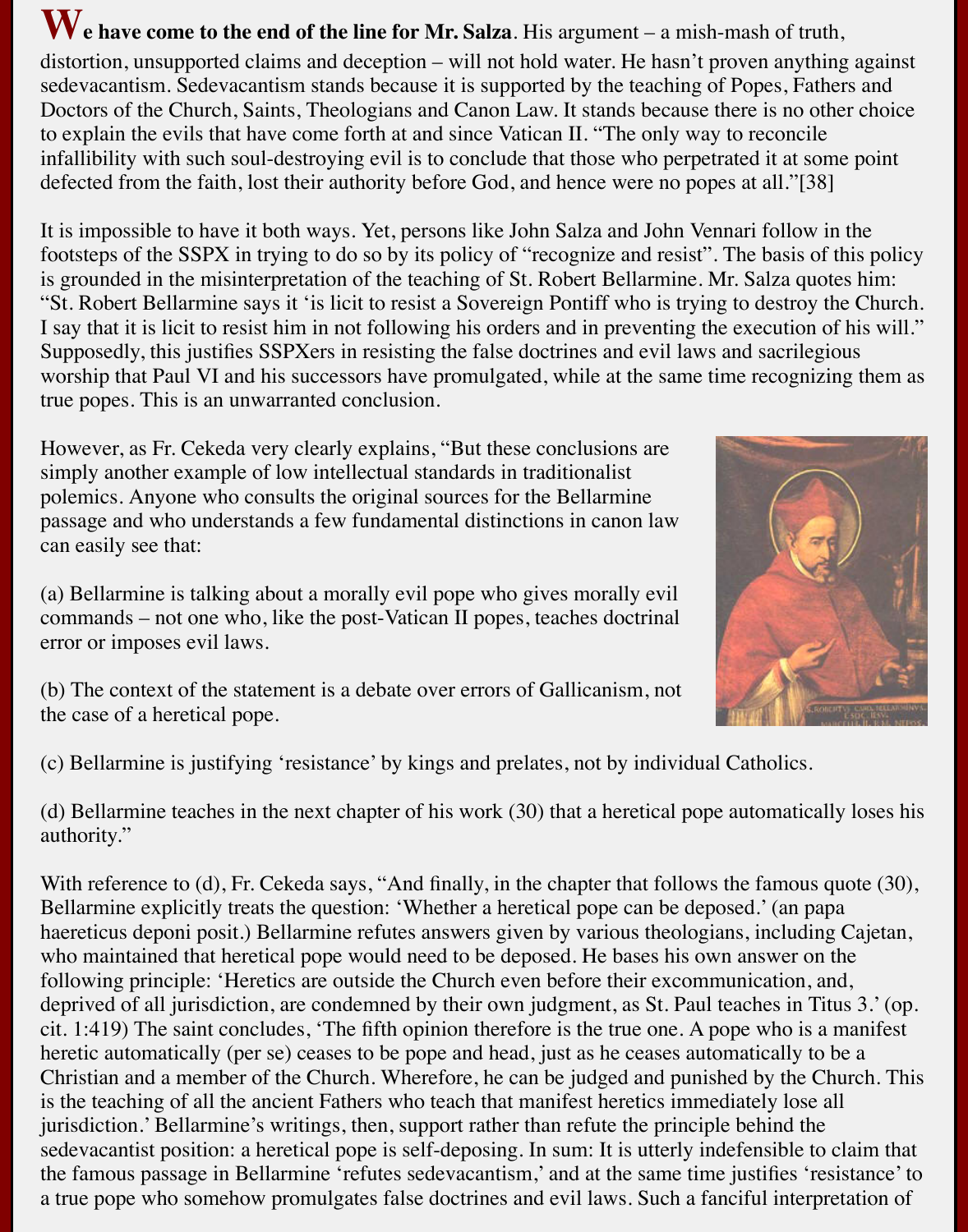**We have come to the end of the line for Mr. Salza**. His argument – a mish-mash of truth, distortion, unsupported claims and deception – will not hold water. He hasn't proven anything against sedevacantism. Sedevacantism stands because it is supported by the teaching of Popes, Fathers and Doctors of the Church, Saints, Theologians and Canon Law. It stands because there is no other choice to explain the evils that have come forth at and since Vatican II. "The only way to reconcile infallibility with such soul-destroying evil is to conclude that those who perpetrated it at some point defected from the faith, lost their authority before God, and hence were no popes at all."[38]

It is impossible to have it both ways. Yet, persons like John Salza and John Vennari follow in the footsteps of the SSPX in trying to do so by its policy of "recognize and resist". The basis of this policy is grounded in the misinterpretation of the teaching of St. Robert Bellarmine. Mr. Salza quotes him: "St. Robert Bellarmine says it 'is licit to resist a Sovereign Pontiff who is trying to destroy the Church. I say that it is licit to resist him in not following his orders and in preventing the execution of his will." Supposedly, this justifies SSPXers in resisting the false doctrines and evil laws and sacrilegious worship that Paul VI and his successors have promulgated, while at the same time recognizing them as true popes. This is an unwarranted conclusion.

However, as Fr. Cekeda very clearly explains, "But these conclusions are simply another example of low intellectual standards in traditionalist polemics. Anyone who consults the original sources for the Bellarmine passage and who understands a few fundamental distinctions in canon law can easily see that:

(a) Bellarmine is talking about a morally evil pope who gives morally evil commands – not one who, like the post-Vatican II popes, teaches doctrinal error or imposes evil laws.

(b) The context of the statement is a debate over errors of Gallicanism, not the case of a heretical pope.

(c) Bellarmine is justifying 'resistance' by kings and prelates, not by individual Catholics.

(d) Bellarmine teaches in the next chapter of his work (30) that a heretical pope automatically loses his authority."

With reference to (d), Fr. Cekeda says, "And finally, in the chapter that follows the famous quote (30), Bellarmine explicitly treats the question: 'Whether a heretical pope can be deposed.' (an papa haereticus deponi posit.) Bellarmine refutes answers given by various theologians, including Cajetan, who maintained that heretical pope would need to be deposed. He bases his own answer on the following principle: 'Heretics are outside the Church even before their excommunication, and, deprived of all jurisdiction, are condemned by their own judgment, as St. Paul teaches in Titus 3.' (op. cit. 1:419) The saint concludes, 'The fifth opinion therefore is the true one. A pope who is a manifest heretic automatically (per se) ceases to be pope and head, just as he ceases automatically to be a Christian and a member of the Church. Wherefore, he can be judged and punished by the Church. This is the teaching of all the ancient Fathers who teach that manifest heretics immediately lose all jurisdiction.' Bellarmine's writings, then, support rather than refute the principle behind the sedevacantist position: a heretical pope is self-deposing. In sum: It is utterly indefensible to claim that the famous passage in Bellarmine 'refutes sedevacantism,' and at the same time justifies 'resistance' to a true pope who somehow promulgates false doctrines and evil laws. Such a fanciful interpretation of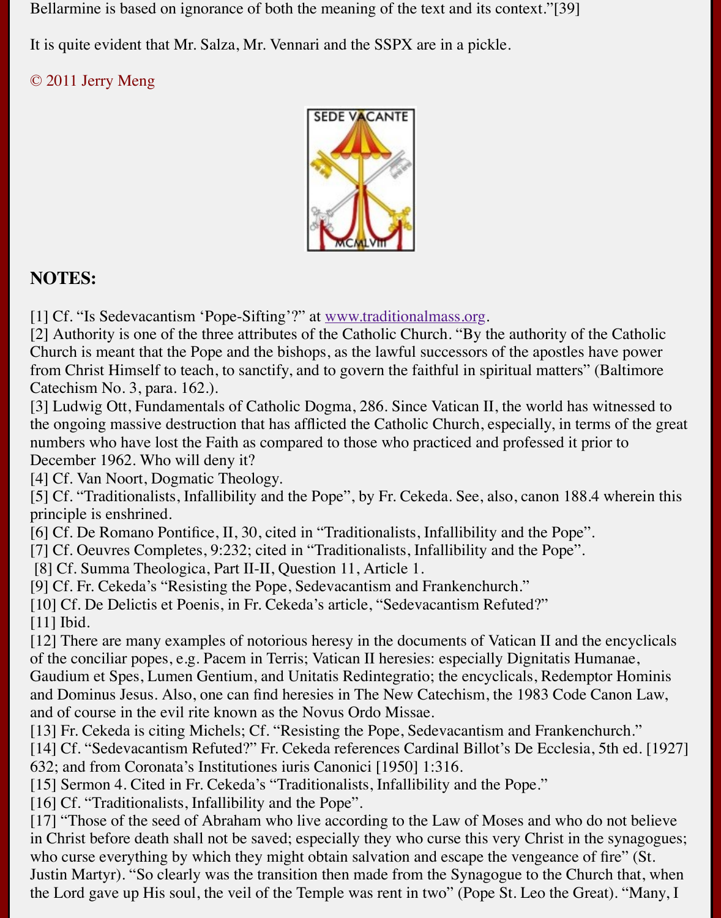Bellarmine is based on ignorance of both the meaning of the text and its context."[39]

It is quite evident that Mr. Salza, Mr. Vennari and the SSPX are in a pickle.

© 2011 Jerry Meng

## NOTES:

[1] Cf. "Is Sedevacantism 'Pope-Sifting'?" at www.traditionalmass.org.
[2] Authority is one of the three attributes of the Catholic Church. "By the authority of the Catholic Church is meant that the Pope and the bishops, as the lawful successors of the apostles have power from Christ Himself to teach, to sanctify, and to govern the faithful in spiritual matters" (Baltimore Catechism No. 3, para. 162.).
[3] Ludwig Ott, Fundamentals of Catholic Dogma, 286. Since Vatican II, the world has witnessed to the ongoing massive destruction that has afflicted the Catholic Church, especially, in terms of the great numbers who have lost the Faith as compared to those who practiced and professed it prior to December 1962. Who will deny it?
[4] Cf. Van Noort, Dogmatic Theology.
[5] Cf. "Traditionalists, Infallibility and the Pope", by Fr. Cekeda. See, also, canon 188.4 wherein this principle is enshrined.
[6] Cf. De Romano Pontifice, II, 30, cited in "Traditionalists, Infallibility and the Pope".
[7] Cf. Oeuvres Completes, 9:232; cited in "Traditionalists, Infallibility and the Pope".
[8] Cf. Summa Theologica, Part II-II, Question 11, Article 1.
[9] Cf. Fr. Cekeda's "Resisting the Pope, Sedevacantism and Frankenchurch."
[10] Cf. De Delictis et Poenis, in Fr. Cekeda's article, "Sedevacantism Refuted?"
[11] Ibid.
[12] There are many examples of notorious heresy in the documents of Vatican II and the encyclicals of the conciliar popes, e.g. Pacem in Terris; Vatican II heresies: especially Dignitatis Humanae, Gaudium et Spes, Lumen Gentium, and Unitatis Redintegratio; the encyclicals, Redemptor Hominis and Dominus Jesus. Also, one can find heresies in The New Catechism, the 1983 Code Canon Law, and of course in the evil rite known as the Novus Ordo Missae.
[13] Fr. Cekeda is citing Michels; Cf. "Resisting the Pope, Sedevacantism and Frankenchurch."
[14] Cf. "Sedevacantism Refuted?" Fr. Cekeda references Cardinal Billot's De Ecclesia, 5th ed. [1927] 632; and from Coronata's Institutiones iuris Canonici [1950] 1:316.
[15] Sermon 4. Cited in Fr. Cekeda's "Traditionalists, Infallibility and the Pope."
[16] Cf. "Traditionalists, Infallibility and the Pope".
[17] "Those of the seed of Abraham who live according to the Law of Moses and who do not believe in Christ before death shall not be saved; especially they who curse this very Christ in the synagogues; who curse everything by which they might obtain salvation and escape the vengeance of fire" (St. Justin Martyr). "So clearly was the transition then made from the Synagogue to the Church that, when the Lord gave up His soul, the veil of the Temple was rent in two" (Pope St. Leo the Great). "Many, I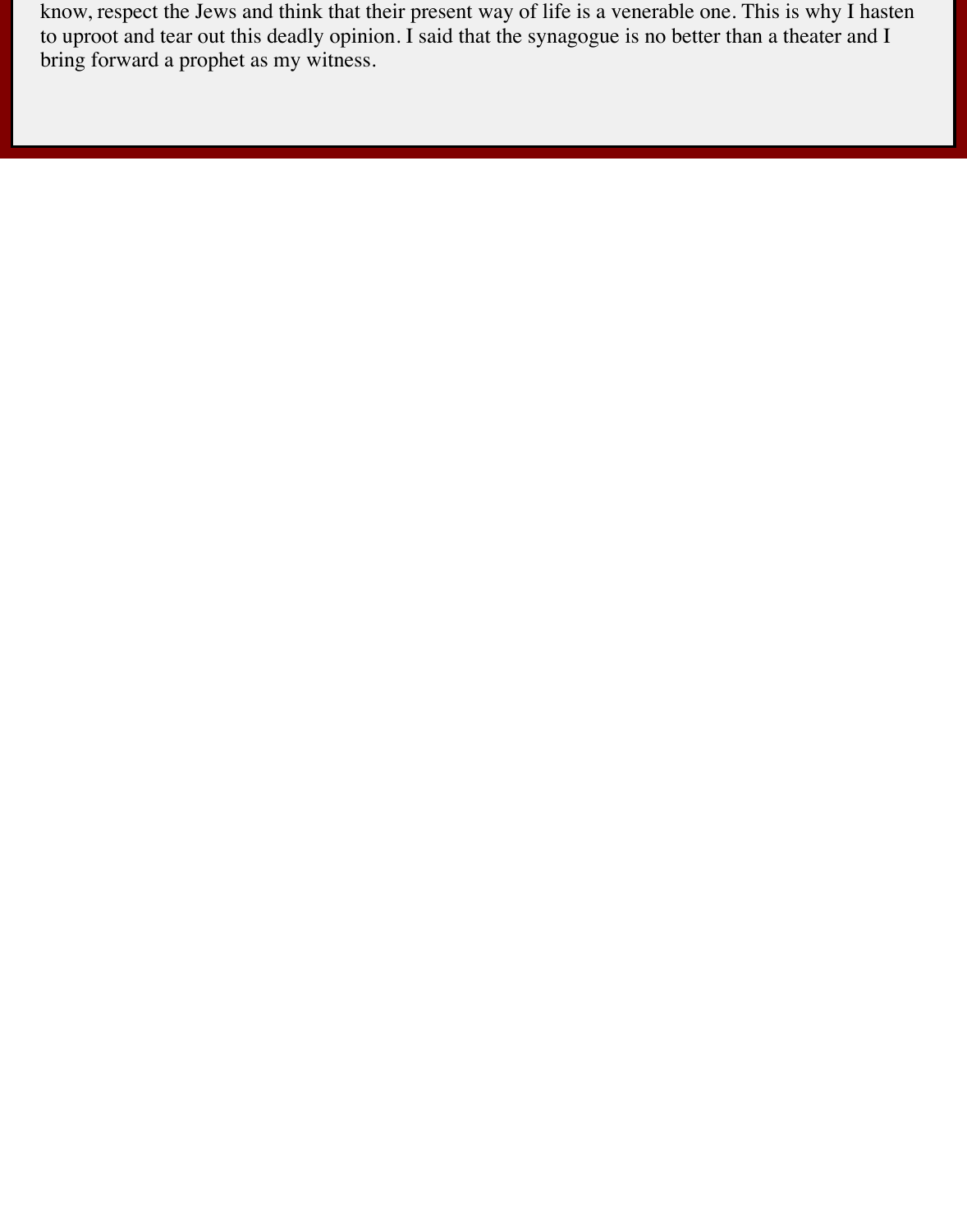know, respect the Jews and think that their present way of life is a venerable one. This is why I hasten to uproot and tear out this deadly opinion. I said that the synagogue is no better than a theater and I bring forward a prophet as my witness.